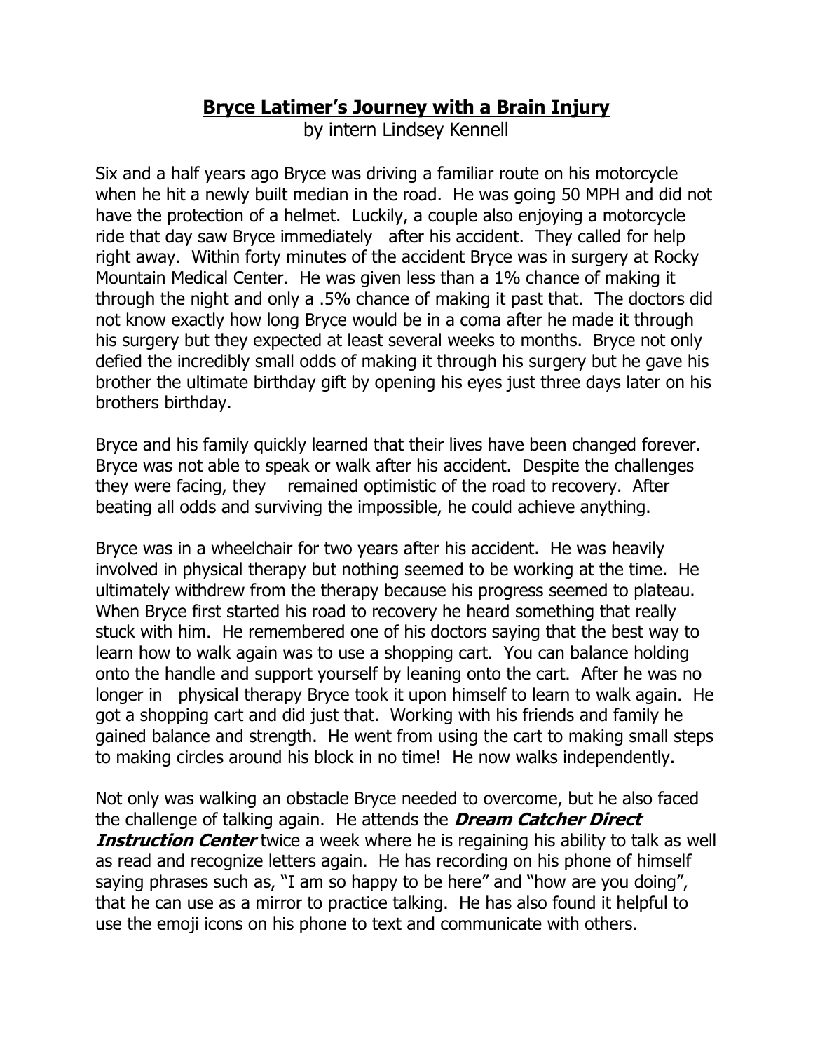# **Bryce Latimer's Journey with a Brain Injury**

by intern Lindsey Kennell

Six and a half years ago Bryce was driving a familiar route on his motorcycle when he hit a newly built median in the road. He was going 50 MPH and did not have the protection of a helmet. Luckily, a couple also enjoying a motorcycle ride that day saw Bryce immediately after his accident. They called for help right away. Within forty minutes of the accident Bryce was in surgery at Rocky Mountain Medical Center. He was given less than a 1% chance of making it through the night and only a .5% chance of making it past that. The doctors did not know exactly how long Bryce would be in a coma after he made it through his surgery but they expected at least several weeks to months. Bryce not only defied the incredibly small odds of making it through his surgery but he gave his brother the ultimate birthday gift by opening his eyes just three days later on his brothers birthday.

Bryce and his family quickly learned that their lives have been changed forever. Bryce was not able to speak or walk after his accident. Despite the challenges they were facing, they remained optimistic of the road to recovery. After beating all odds and surviving the impossible, he could achieve anything.

Bryce was in a wheelchair for two years after his accident. He was heavily involved in physical therapy but nothing seemed to be working at the time. He ultimately withdrew from the therapy because his progress seemed to plateau. When Bryce first started his road to recovery he heard something that really stuck with him. He remembered one of his doctors saying that the best way to learn how to walk again was to use a shopping cart. You can balance holding onto the handle and support yourself by leaning onto the cart. After he was no longer in physical therapy Bryce took it upon himself to learn to walk again. He got a shopping cart and did just that. Working with his friends and family he gained balance and strength. He went from using the cart to making small steps to making circles around his block in no time! He now walks independently.

Not only was walking an obstacle Bryce needed to overcome, but he also faced the challenge of talking again. He attends the ***Dream Catcher Direct Instruction Center*** twice a week where he is regaining his ability to talk as well as read and recognize letters again. He has recording on his phone of himself saying phrases such as, "I am so happy to be here" and "how are you doing", that he can use as a mirror to practice talking. He has also found it helpful to use the emoji icons on his phone to text and communicate with others.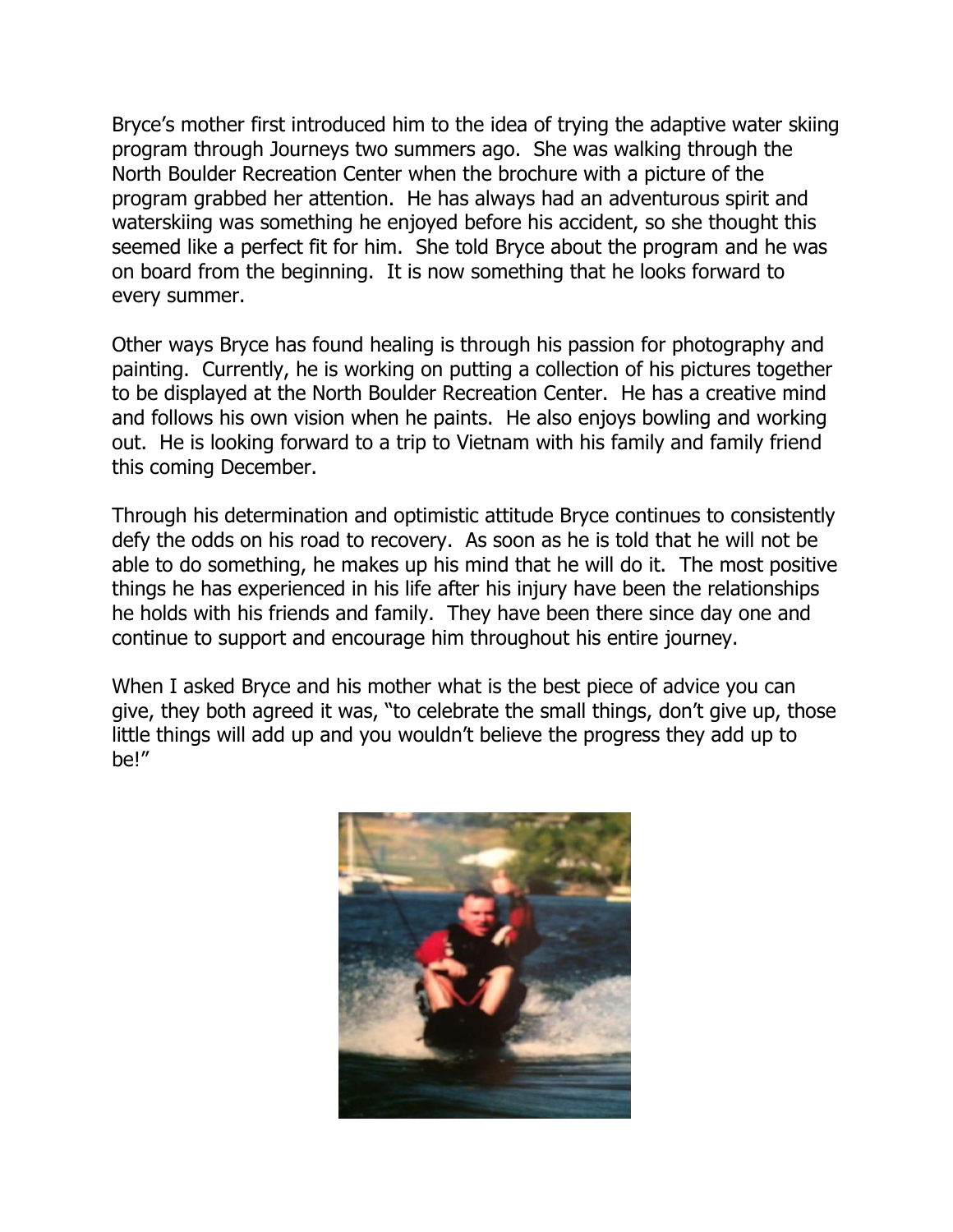Bryce's mother first introduced him to the idea of trying the adaptive water skiing program through Journeys two summers ago. She was walking through the North Boulder Recreation Center when the brochure with a picture of the program grabbed her attention. He has always had an adventurous spirit and waterskiing was something he enjoyed before his accident, so she thought this seemed like a perfect fit for him. She told Bryce about the program and he was on board from the beginning. It is now something that he looks forward to every summer.

Other ways Bryce has found healing is through his passion for photography and painting. Currently, he is working on putting a collection of his pictures together to be displayed at the North Boulder Recreation Center. He has a creative mind and follows his own vision when he paints. He also enjoys bowling and working out. He is looking forward to a trip to Vietnam with his family and family friend this coming December.

Through his determination and optimistic attitude Bryce continues to consistently defy the odds on his road to recovery. As soon as he is told that he will not be able to do something, he makes up his mind that he will do it. The most positive things he has experienced in his life after his injury have been the relationships he holds with his friends and family. They have been there since day one and continue to support and encourage him throughout his entire journey.

When I asked Bryce and his mother what is the best piece of advice you can give, they both agreed it was, "to celebrate the small things, don't give up, those little things will add up and you wouldn't believe the progress they add up to be!"